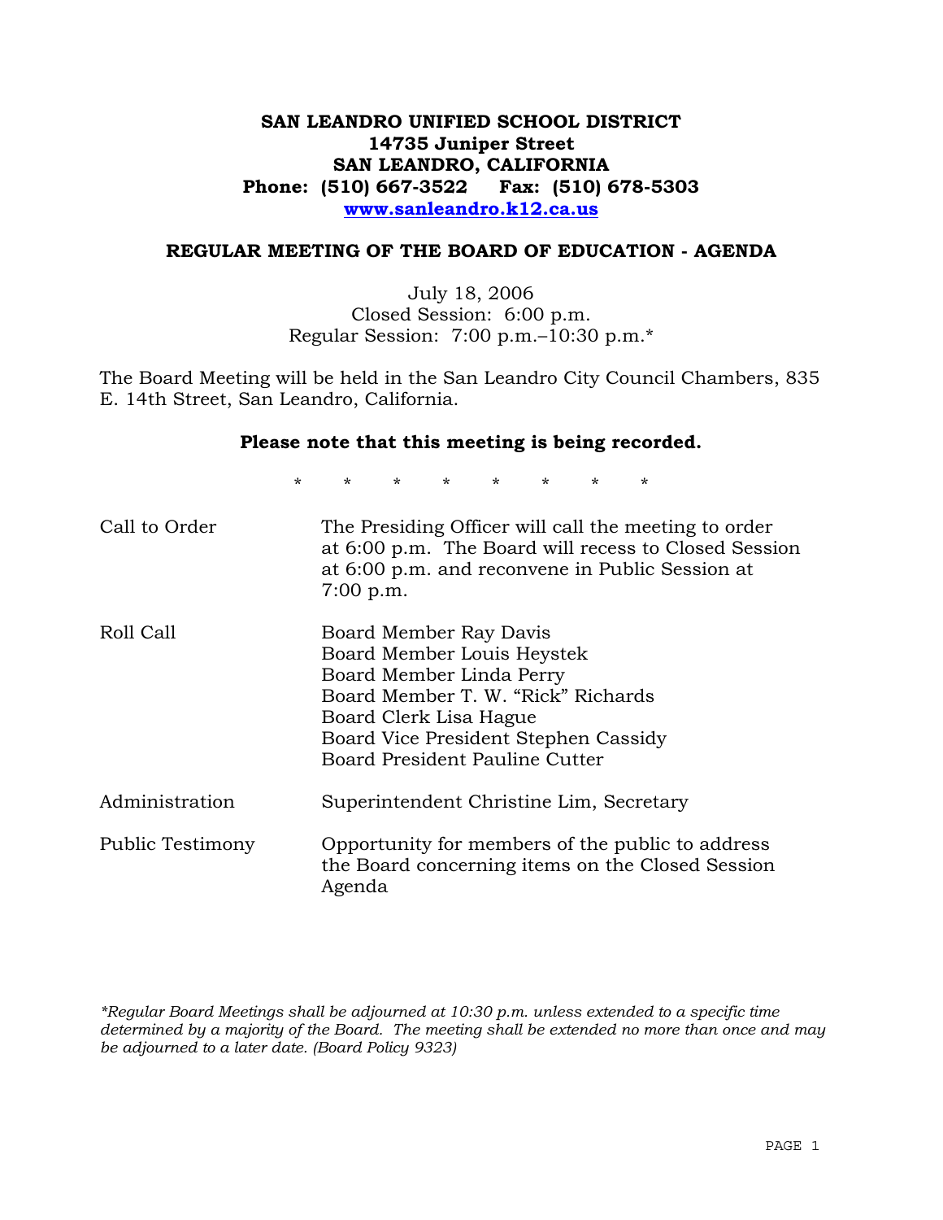# SAN LEANDRO UNIFIED SCHOOL DISTRICT
**14735 Juniper Street**
**SAN LEANDRO, CALIFORNIA**
**Phone: (510) 667-3522 Fax: (510) 678-5303**
**www.sanleandro.k12.ca.us**

## REGULAR MEETING OF THE BOARD OF EDUCATION - AGENDA

July 18, 2006
Closed Session: 6:00 p.m.
Regular Session: 7:00 p.m.–10:30 p.m.*

The Board Meeting will be held in the San Leandro City Council Chambers, 835 E. 14th Street, San Leandro, California.

**Please note that this meeting is being recorded.**

\* \* \* \* \* \* \* \*

| | |
|---|---|
| Call to Order | The Presiding Officer will call the meeting to order at 6:00 p.m. The Board will recess to Closed Session at 6:00 p.m. and reconvene in Public Session at 7:00 p.m. |
| Roll Call | Board Member Ray Davis<br>Board Member Louis Heystek<br>Board Member Linda Perry<br>Board Member T. W. "Rick" Richards<br>Board Clerk Lisa Hague<br>Board Vice President Stephen Cassidy<br>Board President Pauline Cutter |
| Administration | Superintendent Christine Lim, Secretary |
| Public Testimony | Opportunity for members of the public to address the Board concerning items on the Closed Session Agenda |

*\*Regular Board Meetings shall be adjourned at 10:30 p.m. unless extended to a specific time determined by a majority of the Board. The meeting shall be extended no more than once and may be adjourned to a later date. (Board Policy 9323)*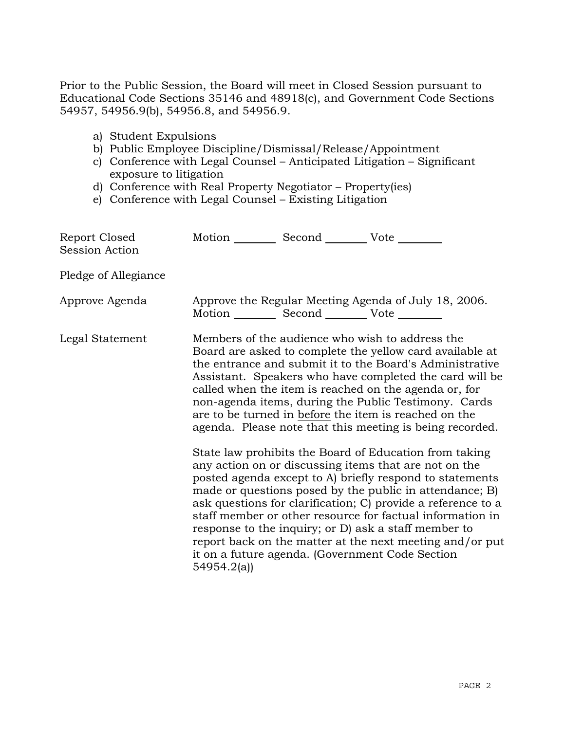Prior to the Public Session, the Board will meet in Closed Session pursuant to Educational Code Sections 35146 and 48918(c), and Government Code Sections 54957, 54956.9(b), 54956.8, and 54956.9.

a) Student Expulsions
b) Public Employee Discipline/Dismissal/Release/Appointment
c) Conference with Legal Counsel – Anticipated Litigation – Significant exposure to litigation
d) Conference with Real Property Negotiator – Property(ies)
e) Conference with Legal Counsel – Existing Litigation

Report Closed Session Action — Motion ________ Second ________ Vote ________

Pledge of Allegiance

Approve Agenda — Approve the Regular Meeting Agenda of July 18, 2006.
Motion ________ Second ________ Vote ________

Legal Statement — Members of the audience who wish to address the Board are asked to complete the yellow card available at the entrance and submit it to the Board's Administrative Assistant. Speakers who have completed the card will be called when the item is reached on the agenda or, for non-agenda items, during the Public Testimony. Cards are to be turned in <u>before</u> the item is reached on the agenda. Please note that this meeting is being recorded.

State law prohibits the Board of Education from taking any action on or discussing items that are not on the posted agenda except to A) briefly respond to statements made or questions posed by the public in attendance; B) ask questions for clarification; C) provide a reference to a staff member or other resource for factual information in response to the inquiry; or D) ask a staff member to report back on the matter at the next meeting and/or put it on a future agenda. (Government Code Section 54954.2(a))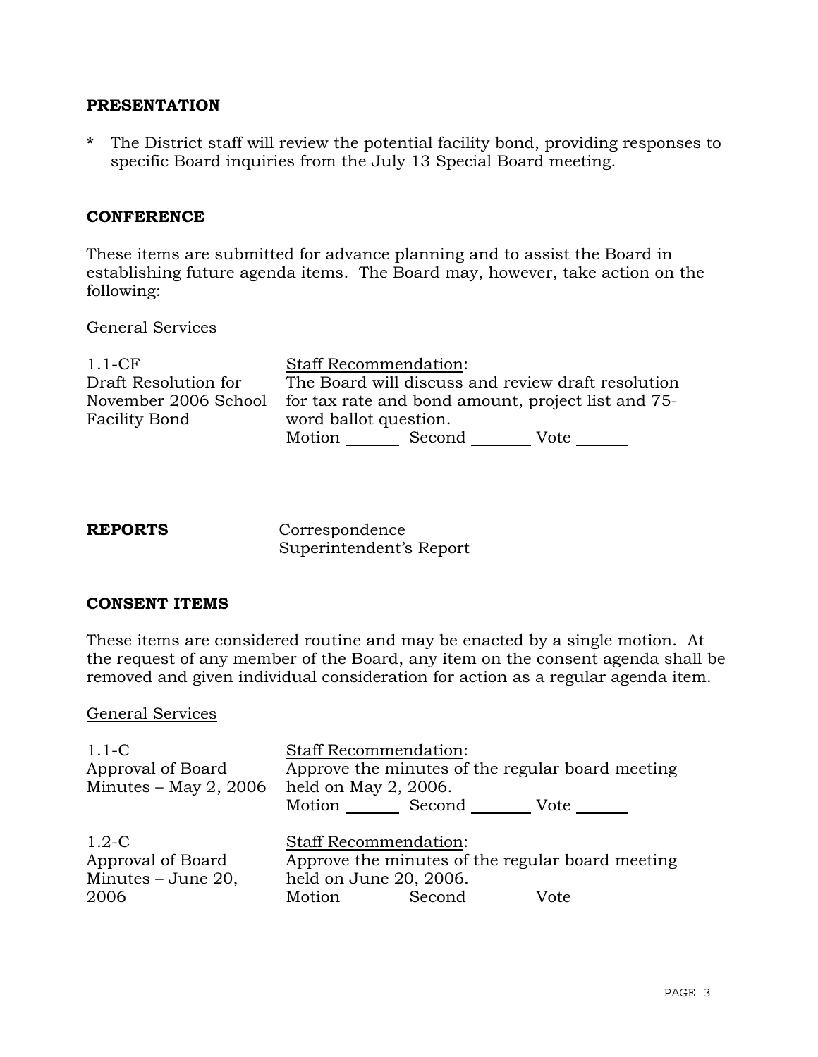**PRESENTATION**

* The District staff will review the potential facility bond, providing responses to specific Board inquiries from the July 13 Special Board meeting.

**CONFERENCE**

These items are submitted for advance planning and to assist the Board in establishing future agenda items. The Board may, however, take action on the following:

General Services

| | |
|---|---|
| 1.1-CF<br>Draft Resolution for November 2006 School Facility Bond | Staff Recommendation:<br>The Board will discuss and review draft resolution for tax rate and bond amount, project list and 75-word ballot question.<br>Motion _______ Second _______ Vote _______ |

**REPORTS**

Correspondence
Superintendent's Report

**CONSENT ITEMS**

These items are considered routine and may be enacted by a single motion. At the request of any member of the Board, any item on the consent agenda shall be removed and given individual consideration for action as a regular agenda item.

General Services

| | |
|---|---|
| 1.1-C<br>Approval of Board Minutes – May 2, 2006 | Staff Recommendation:<br>Approve the minutes of the regular board meeting held on May 2, 2006.<br>Motion _______ Second _______ Vote _______ |
| 1.2-C<br>Approval of Board Minutes – June 20, 2006 | Staff Recommendation:<br>Approve the minutes of the regular board meeting held on June 20, 2006.<br>Motion _______ Second _______ Vote _______ |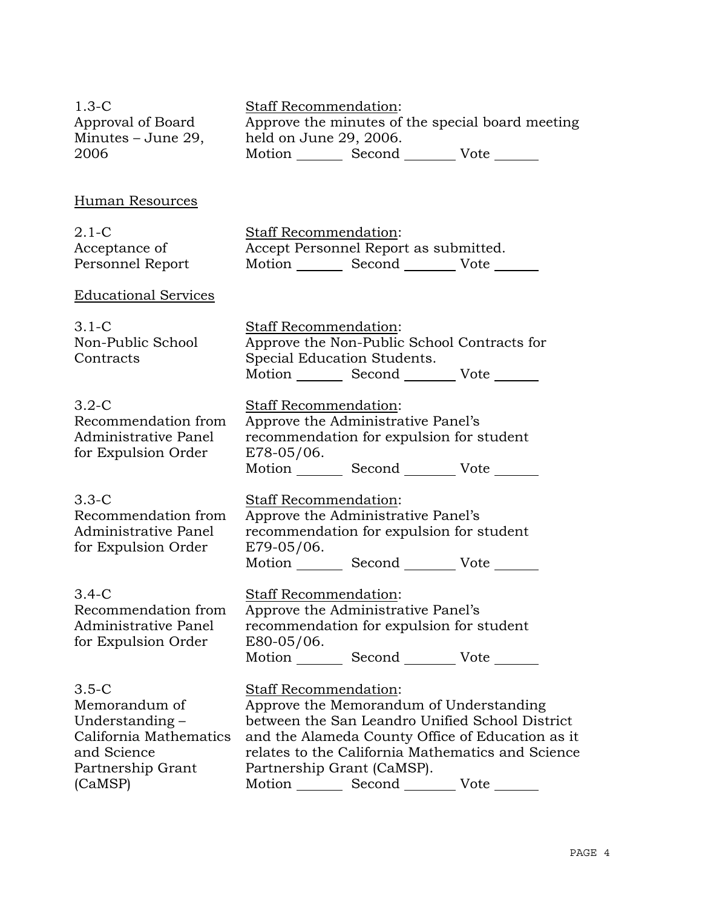| | |
|---|---|
| 1.3-C<br>Approval of Board Minutes – June 29, 2006 | Staff Recommendation:<br>Approve the minutes of the special board meeting held on June 29, 2006.<br>Motion _______ Second _______ Vote _______ |

## Human Resources

| | |
|---|---|
| 2.1-C<br>Acceptance of Personnel Report | Staff Recommendation:<br>Accept Personnel Report as submitted.<br>Motion _______ Second _______ Vote _______ |

## Educational Services

| | |
|---|---|
| 3.1-C<br>Non-Public School Contracts | Staff Recommendation:<br>Approve the Non-Public School Contracts for Special Education Students.<br>Motion _______ Second _______ Vote _______ |
| 3.2-C<br>Recommendation from Administrative Panel for Expulsion Order | Staff Recommendation:<br>Approve the Administrative Panel's recommendation for expulsion for student E78-05/06.<br>Motion _______ Second _______ Vote _______ |
| 3.3-C<br>Recommendation from Administrative Panel for Expulsion Order | Staff Recommendation:<br>Approve the Administrative Panel's recommendation for expulsion for student E79-05/06.<br>Motion _______ Second _______ Vote _______ |
| 3.4-C<br>Recommendation from Administrative Panel for Expulsion Order | Staff Recommendation:<br>Approve the Administrative Panel's recommendation for expulsion for student E80-05/06.<br>Motion _______ Second _______ Vote _______ |
| 3.5-C<br>Memorandum of Understanding – California Mathematics and Science Partnership Grant (CaMSP) | Staff Recommendation:<br>Approve the Memorandum of Understanding between the San Leandro Unified School District and the Alameda County Office of Education as it relates to the California Mathematics and Science Partnership Grant (CaMSP).<br>Motion _______ Second _______ Vote _______ |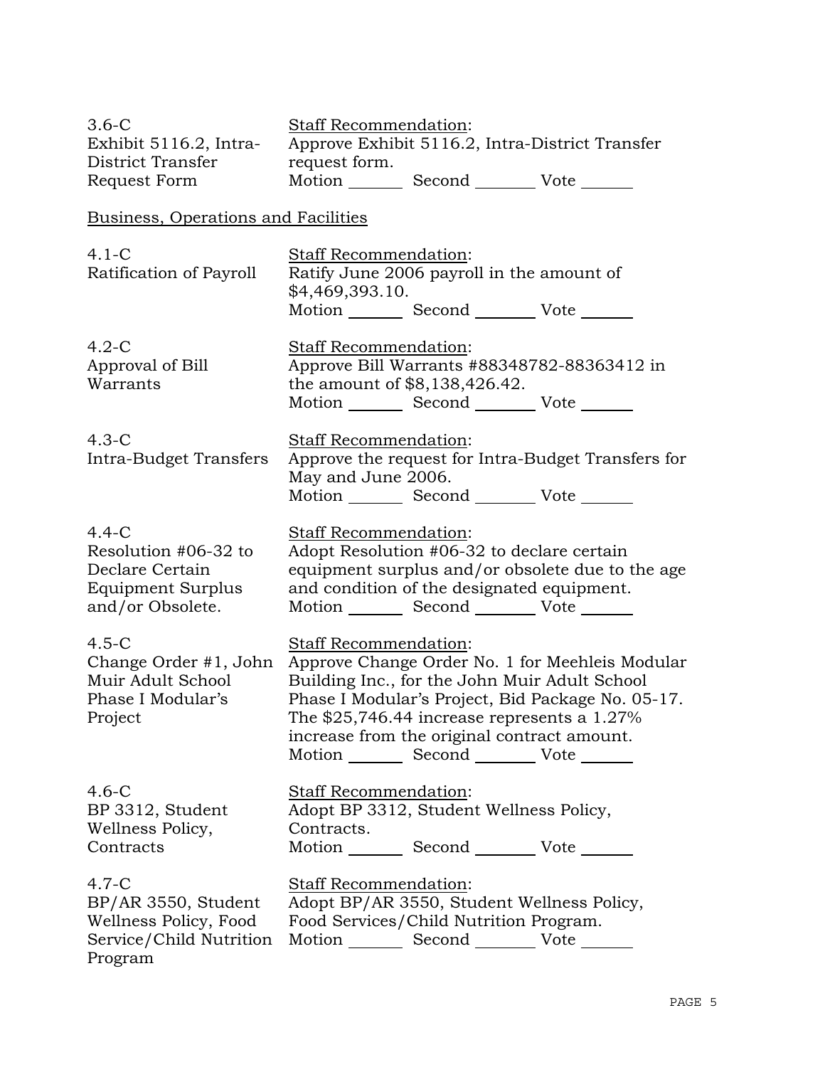3.6-C
Exhibit 5116.2, Intra-District Transfer Request Form

Staff Recommendation:
Approve Exhibit 5116.2, Intra-District Transfer request form.
Motion _______ Second _______ Vote _______

Business, Operations and Facilities

4.1-C
Ratification of Payroll

Staff Recommendation:
Ratify June 2006 payroll in the amount of $4,469,393.10.
Motion _______ Second _______ Vote _______

4.2-C
Approval of Bill Warrants

Staff Recommendation:
Approve Bill Warrants #88348782-88363412 in the amount of $8,138,426.42.
Motion _______ Second _______ Vote _______

4.3-C
Intra-Budget Transfers

Staff Recommendation:
Approve the request for Intra-Budget Transfers for May and June 2006.
Motion _______ Second _______ Vote _______

4.4-C
Resolution #06-32 to Declare Certain Equipment Surplus and/or Obsolete.

Staff Recommendation:
Adopt Resolution #06-32 to declare certain equipment surplus and/or obsolete due to the age and condition of the designated equipment.
Motion _______ Second _______ Vote _______

4.5-C
Change Order #1, John Muir Adult School Phase I Modular's Project

Staff Recommendation:
Approve Change Order No. 1 for Meehleis Modular Building Inc., for the John Muir Adult School Phase I Modular's Project, Bid Package No. 05-17. The $25,746.44 increase represents a 1.27% increase from the original contract amount.
Motion _______ Second _______ Vote _______

4.6-C
BP 3312, Student Wellness Policy, Contracts

Staff Recommendation:
Adopt BP 3312, Student Wellness Policy, Contracts.
Motion _______ Second _______ Vote _______

4.7-C
BP/AR 3550, Student Wellness Policy, Food Service/Child Nutrition Program

Staff Recommendation:
Adopt BP/AR 3550, Student Wellness Policy, Food Services/Child Nutrition Program.
Motion _______ Second _______ Vote _______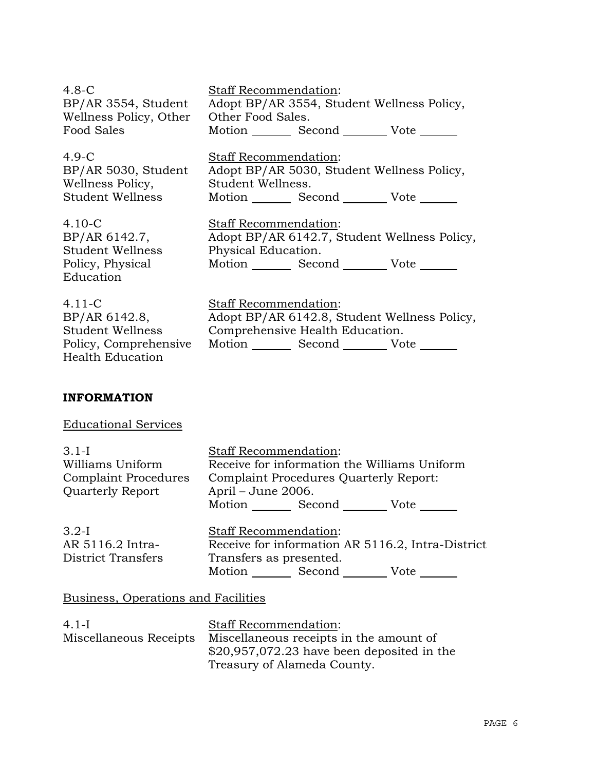| | |
|---|---|
| 4.8-C<br>BP/AR 3554, Student Wellness Policy, Other Food Sales | <u>Staff Recommendation</u>:<br>Adopt BP/AR 3554, Student Wellness Policy, Other Food Sales.<br>Motion _______ Second _______ Vote ______ |
| 4.9-C<br>BP/AR 5030, Student Wellness Policy, Student Wellness | <u>Staff Recommendation</u>:<br>Adopt BP/AR 5030, Student Wellness Policy, Student Wellness.<br>Motion _______ Second _______ Vote ______ |
| 4.10-C<br>BP/AR 6142.7, Student Wellness Policy, Physical Education | <u>Staff Recommendation</u>:<br>Adopt BP/AR 6142.7, Student Wellness Policy, Physical Education.<br>Motion _______ Second _______ Vote ______ |
| 4.11-C<br>BP/AR 6142.8, Student Wellness Policy, Comprehensive Health Education | <u>Staff Recommendation</u>:<br>Adopt BP/AR 6142.8, Student Wellness Policy, Comprehensive Health Education.<br>Motion _______ Second _______ Vote ______ |

**INFORMATION**

<u>Educational Services</u>

| | |
|---|---|
| 3.1-I<br>Williams Uniform Complaint Procedures Quarterly Report | <u>Staff Recommendation</u>:<br>Receive for information the Williams Uniform Complaint Procedures Quarterly Report: April – June 2006.<br>Motion _______ Second _______ Vote ______ |
| 3.2-I<br>AR 5116.2 Intra-District Transfers | <u>Staff Recommendation</u>:<br>Receive for information AR 5116.2, Intra-District Transfers as presented.<br>Motion _______ Second _______ Vote ______ |

<u>Business, Operations and Facilities</u>

| | |
|---|---|
| 4.1-I<br>Miscellaneous Receipts | <u>Staff Recommendation</u>:<br>Miscellaneous receipts in the amount of $20,957,072.23 have been deposited in the Treasury of Alameda County. |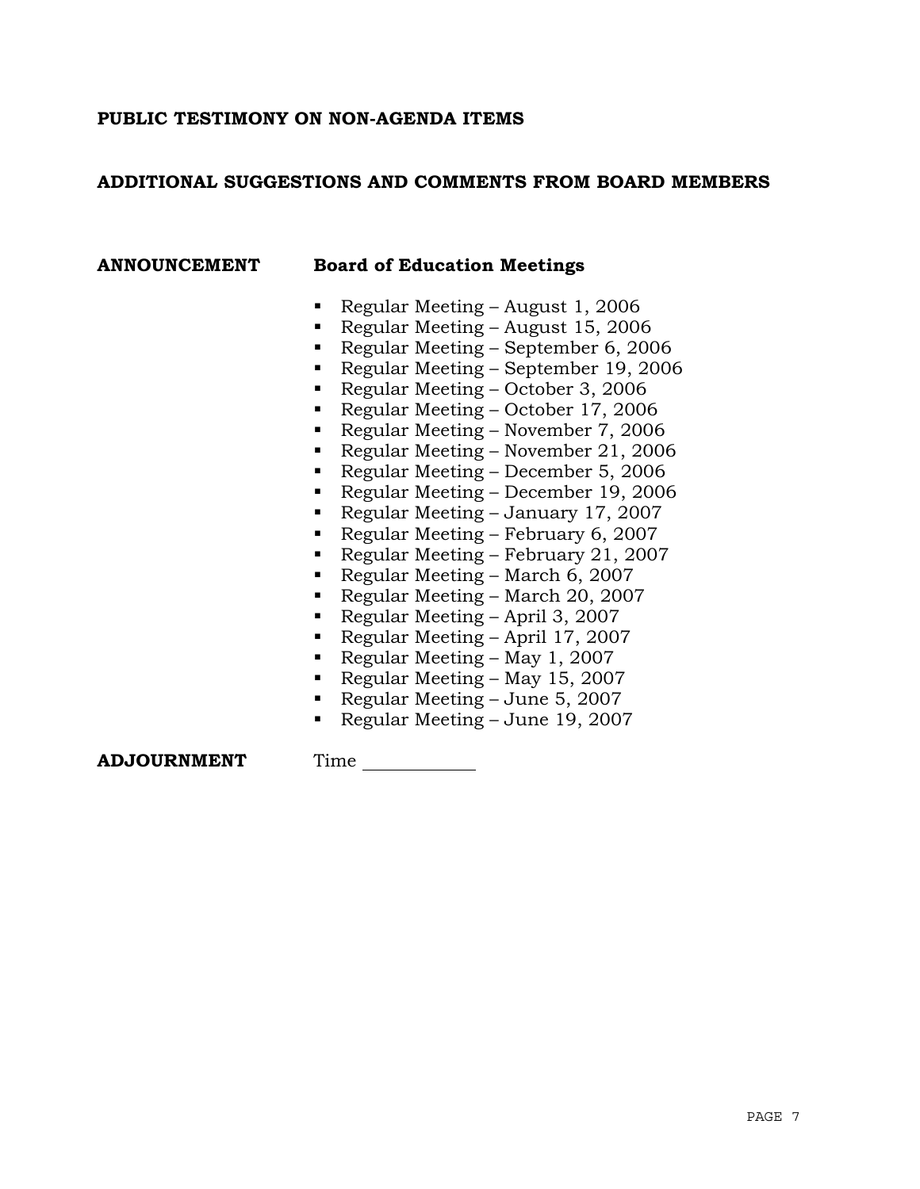**PUBLIC TESTIMONY ON NON-AGENDA ITEMS**

**ADDITIONAL SUGGESTIONS AND COMMENTS FROM BOARD MEMBERS**

**ANNOUNCEMENT** **Board of Education Meetings**

- Regular Meeting – August 1, 2006
- Regular Meeting – August 15, 2006
- Regular Meeting – September 6, 2006
- Regular Meeting – September 19, 2006
- Regular Meeting – October 3, 2006
- Regular Meeting – October 17, 2006
- Regular Meeting – November 7, 2006
- Regular Meeting – November 21, 2006
- Regular Meeting – December 5, 2006
- Regular Meeting – December 19, 2006
- Regular Meeting – January 17, 2007
- Regular Meeting – February 6, 2007
- Regular Meeting – February 21, 2007
- Regular Meeting – March 6, 2007
- Regular Meeting – March 20, 2007
- Regular Meeting – April 3, 2007
- Regular Meeting – April 17, 2007
- Regular Meeting – May 1, 2007
- Regular Meeting – May 15, 2007
- Regular Meeting – June 5, 2007
- Regular Meeting – June 19, 2007

**ADJOURNMENT** Time ____________